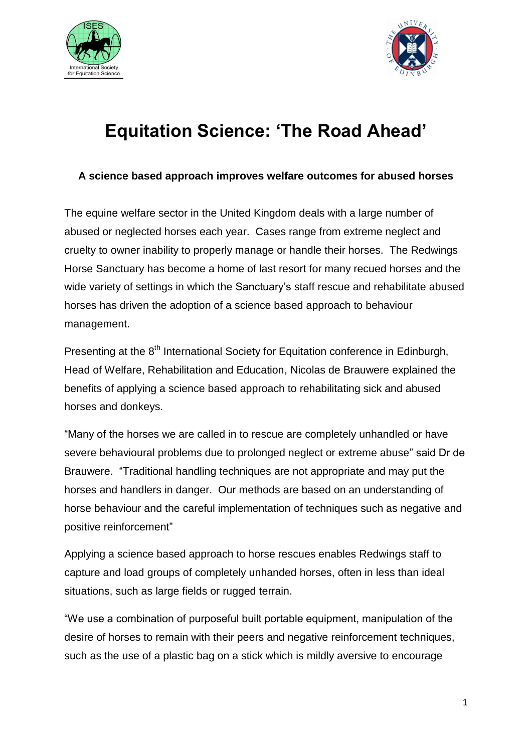# Equitation Science: 'The Road Ahead'

**A science based approach improves welfare outcomes for abused horses**

The equine welfare sector in the United Kingdom deals with a large number of abused or neglected horses each year. Cases range from extreme neglect and cruelty to owner inability to properly manage or handle their horses. The Redwings Horse Sanctuary has become a home of last resort for many recued horses and the wide variety of settings in which the Sanctuary's staff rescue and rehabilitate abused horses has driven the adoption of a science based approach to behaviour management.

Presenting at the 8th International Society for Equitation conference in Edinburgh, Head of Welfare, Rehabilitation and Education, Nicolas de Brauwere explained the benefits of applying a science based approach to rehabilitating sick and abused horses and donkeys.

"Many of the horses we are called in to rescue are completely unhandled or have severe behavioural problems due to prolonged neglect or extreme abuse" said Dr de Brauwere. "Traditional handling techniques are not appropriate and may put the horses and handlers in danger. Our methods are based on an understanding of horse behaviour and the careful implementation of techniques such as negative and positive reinforcement"

Applying a science based approach to horse rescues enables Redwings staff to capture and load groups of completely unhanded horses, often in less than ideal situations, such as large fields or rugged terrain.

"We use a combination of purposeful built portable equipment, manipulation of the desire of horses to remain with their peers and negative reinforcement techniques, such as the use of a plastic bag on a stick which is mildly aversive to encourage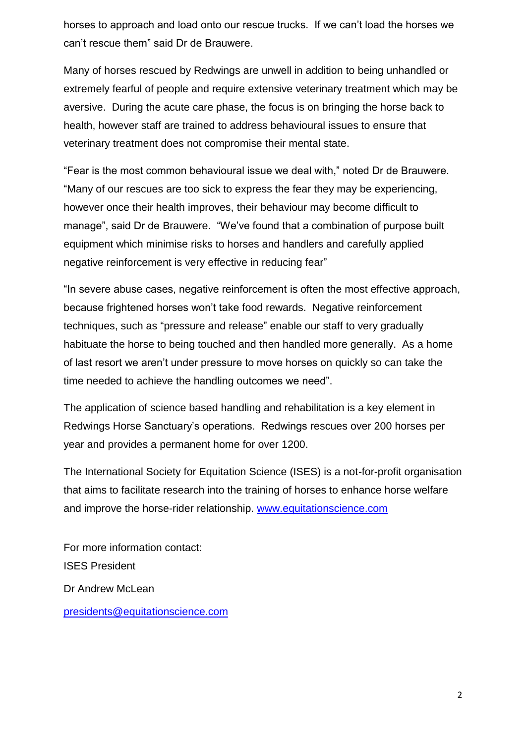horses to approach and load onto our rescue trucks.  If we can't load the horses we can't rescue them" said Dr de Brauwere.

Many of horses rescued by Redwings are unwell in addition to being unhandled or extremely fearful of people and require extensive veterinary treatment which may be aversive.  During the acute care phase, the focus is on bringing the horse back to health, however staff are trained to address behavioural issues to ensure that veterinary treatment does not compromise their mental state.

"Fear is the most common behavioural issue we deal with," noted Dr de Brauwere. "Many of our rescues are too sick to express the fear they may be experiencing, however once their health improves, their behaviour may become difficult to manage", said Dr de Brauwere.  "We've found that a combination of purpose built equipment which minimise risks to horses and handlers and carefully applied negative reinforcement is very effective in reducing fear"

"In severe abuse cases, negative reinforcement is often the most effective approach, because frightened horses won't take food rewards.  Negative reinforcement techniques, such as "pressure and release" enable our staff to very gradually habituate the horse to being touched and then handled more generally.  As a home of last resort we aren't under pressure to move horses on quickly so can take the time needed to achieve the handling outcomes we need".

The application of science based handling and rehabilitation is a key element in Redwings Horse Sanctuary's operations.  Redwings rescues over 200 horses per year and provides a permanent home for over 1200.

The International Society for Equitation Science (ISES) is a not-for-profit organisation that aims to facilitate research into the training of horses to enhance horse welfare and improve the horse-rider relationship. [www.equitationscience.com](http://www.equitationscience.com)

For more information contact:
ISES President
Dr Andrew McLean
[presidents@equitationscience.com](mailto:presidents@equitationscience.com)